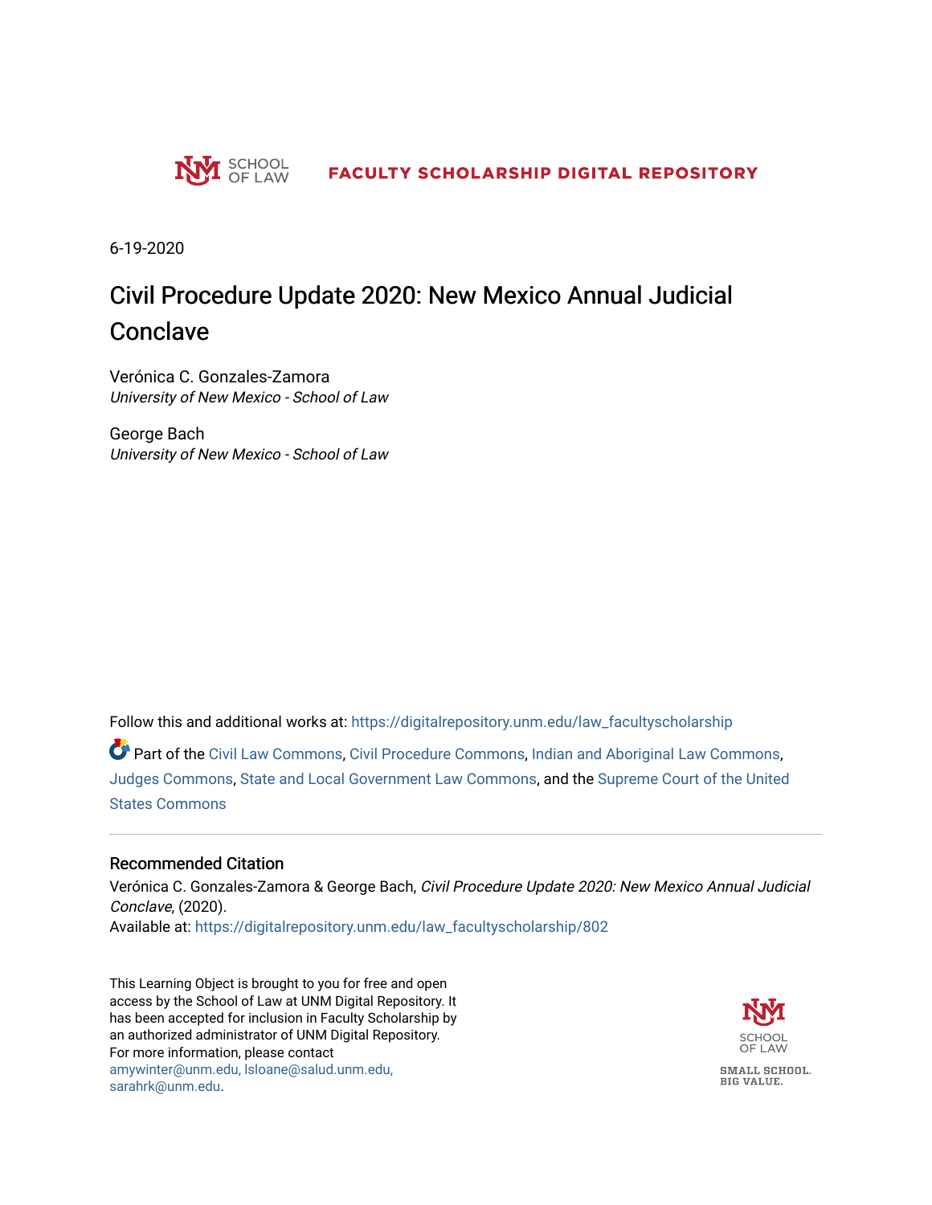SCHOOL OF LAW

**FACULTY SCHOLARSHIP DIGITAL REPOSITORY**

6-19-2020

# Civil Procedure Update 2020: New Mexico Annual Judicial Conclave

Verónica C. Gonzales-Zamora
*University of New Mexico - School of Law*

George Bach
*University of New Mexico - School of Law*

Follow this and additional works at: https://digitalrepository.unm.edu/law_facultyscholarship

Part of the Civil Law Commons, Civil Procedure Commons, Indian and Aboriginal Law Commons, Judges Commons, State and Local Government Law Commons, and the Supreme Court of the United States Commons

## Recommended Citation

Verónica C. Gonzales-Zamora & George Bach, *Civil Procedure Update 2020: New Mexico Annual Judicial Conclave*, (2020).
Available at: https://digitalrepository.unm.edu/law_facultyscholarship/802

This Learning Object is brought to you for free and open access by the School of Law at UNM Digital Repository. It has been accepted for inclusion in Faculty Scholarship by an authorized administrator of UNM Digital Repository. For more information, please contact amywinter@unm.edu, lsloane@salud.unm.edu, sarahrk@unm.edu.

SCHOOL OF LAW

SMALL SCHOOL. BIG VALUE.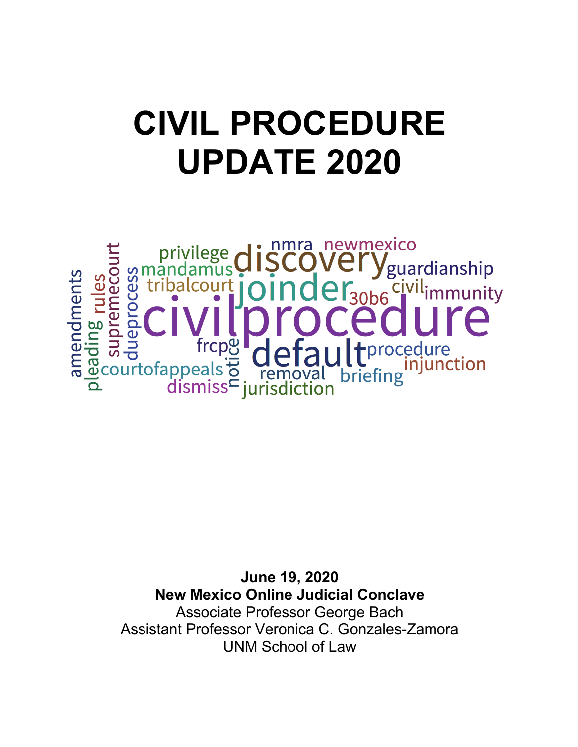# CIVIL PROCEDURE UPDATE 2020

**June 19, 2020**
**New Mexico Online Judicial Conclave**
Associate Professor George Bach
Assistant Professor Veronica C. Gonzales-Zamora
UNM School of Law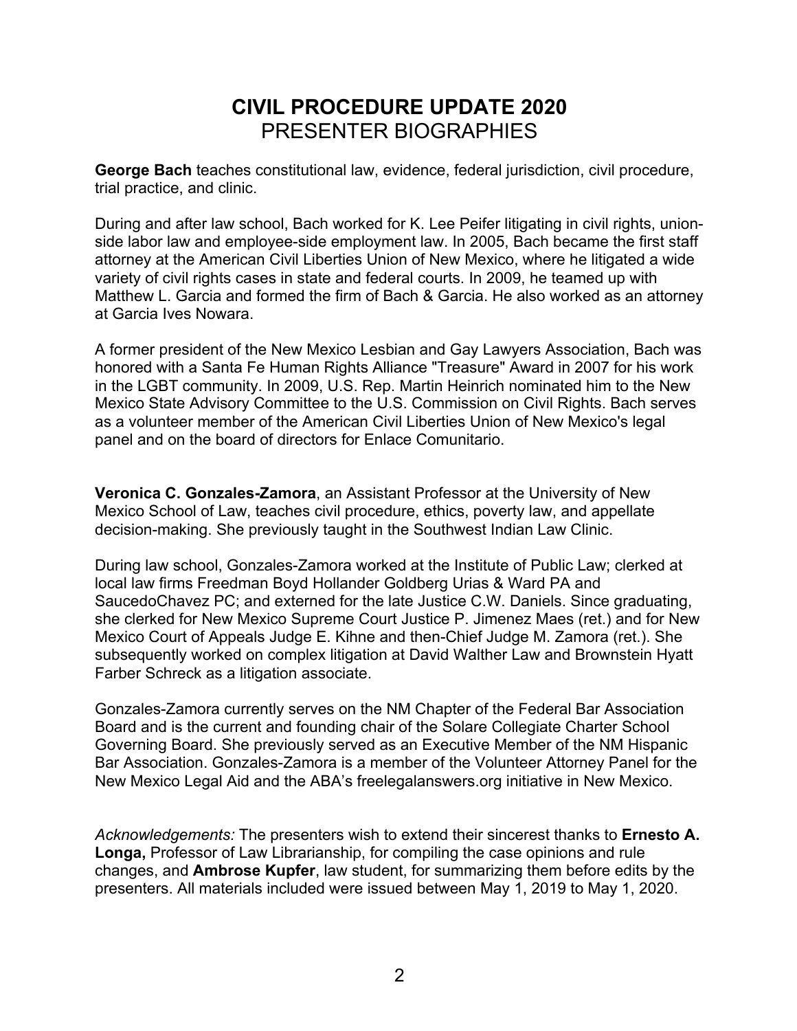# CIVIL PROCEDURE UPDATE 2020
## PRESENTER BIOGRAPHIES

**George Bach** teaches constitutional law, evidence, federal jurisdiction, civil procedure, trial practice, and clinic.

During and after law school, Bach worked for K. Lee Peifer litigating in civil rights, union-side labor law and employee-side employment law. In 2005, Bach became the first staff attorney at the American Civil Liberties Union of New Mexico, where he litigated a wide variety of civil rights cases in state and federal courts. In 2009, he teamed up with Matthew L. Garcia and formed the firm of Bach & Garcia. He also worked as an attorney at Garcia Ives Nowara.

A former president of the New Mexico Lesbian and Gay Lawyers Association, Bach was honored with a Santa Fe Human Rights Alliance "Treasure" Award in 2007 for his work in the LGBT community. In 2009, U.S. Rep. Martin Heinrich nominated him to the New Mexico State Advisory Committee to the U.S. Commission on Civil Rights. Bach serves as a volunteer member of the American Civil Liberties Union of New Mexico's legal panel and on the board of directors for Enlace Comunitario.

**Veronica C. Gonzales-Zamora**, an Assistant Professor at the University of New Mexico School of Law, teaches civil procedure, ethics, poverty law, and appellate decision-making. She previously taught in the Southwest Indian Law Clinic.

During law school, Gonzales-Zamora worked at the Institute of Public Law; clerked at local law firms Freedman Boyd Hollander Goldberg Urias & Ward PA and SaucedoChavez PC; and externed for the late Justice C.W. Daniels. Since graduating, she clerked for New Mexico Supreme Court Justice P. Jimenez Maes (ret.) and for New Mexico Court of Appeals Judge E. Kihne and then-Chief Judge M. Zamora (ret.). She subsequently worked on complex litigation at David Walther Law and Brownstein Hyatt Farber Schreck as a litigation associate.

Gonzales-Zamora currently serves on the NM Chapter of the Federal Bar Association Board and is the current and founding chair of the Solare Collegiate Charter School Governing Board. She previously served as an Executive Member of the NM Hispanic Bar Association. Gonzales-Zamora is a member of the Volunteer Attorney Panel for the New Mexico Legal Aid and the ABA's freelegalanswers.org initiative in New Mexico.

*Acknowledgements:* The presenters wish to extend their sincerest thanks to **Ernesto A. Longa,** Professor of Law Librarianship, for compiling the case opinions and rule changes, and **Ambrose Kupfer**, law student, for summarizing them before edits by the presenters. All materials included were issued between May 1, 2019 to May 1, 2020.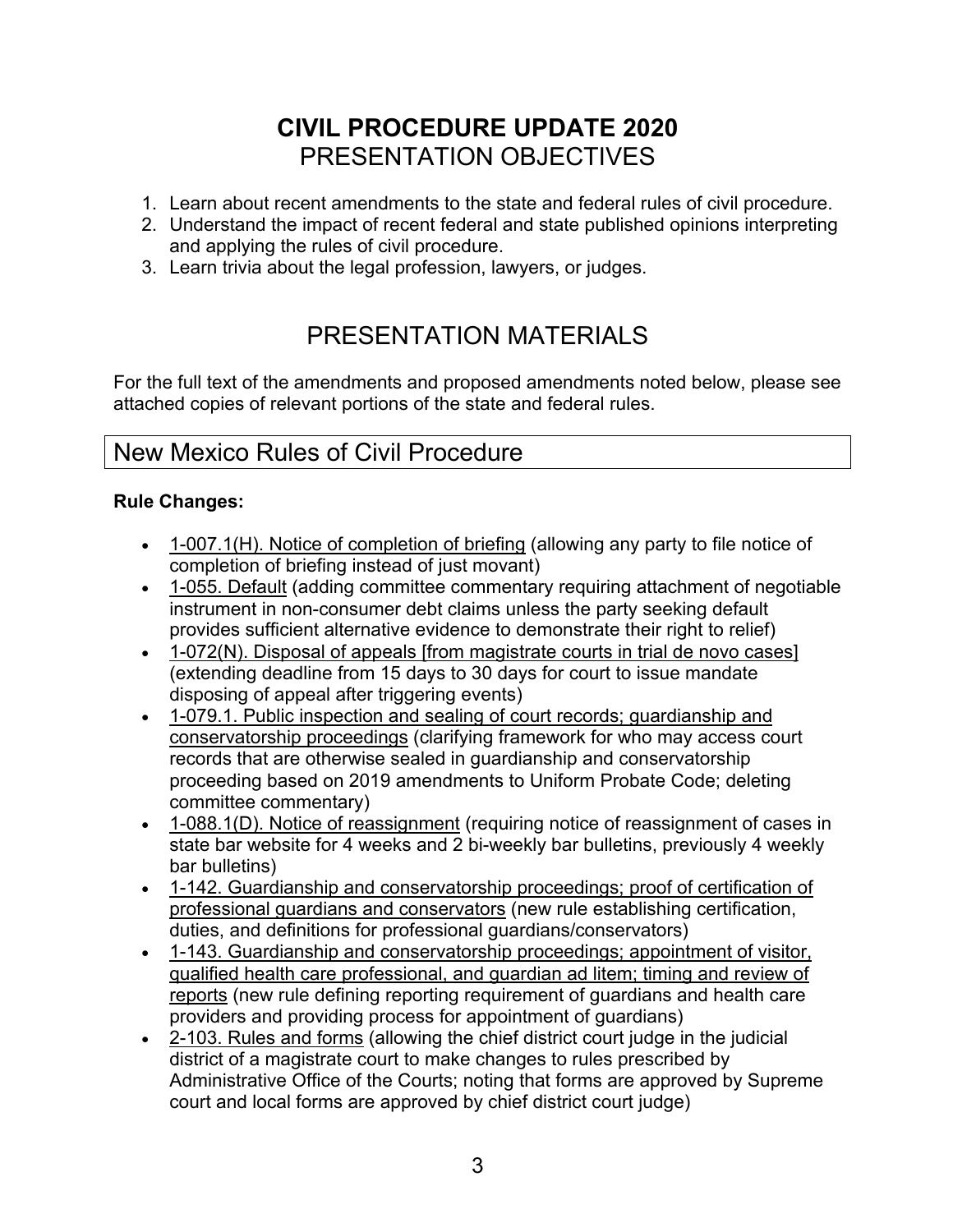# CIVIL PROCEDURE UPDATE 2020

## PRESENTATION OBJECTIVES

1. Learn about recent amendments to the state and federal rules of civil procedure.
2. Understand the impact of recent federal and state published opinions interpreting and applying the rules of civil procedure.
3. Learn trivia about the legal profession, lawyers, or judges.

## PRESENTATION MATERIALS

For the full text of the amendments and proposed amendments noted below, please see attached copies of relevant portions of the state and federal rules.

## New Mexico Rules of Civil Procedure

**Rule Changes:**

- 1-007.1(H). Notice of completion of briefing (allowing any party to file notice of completion of briefing instead of just movant)
- 1-055. Default (adding committee commentary requiring attachment of negotiable instrument in non-consumer debt claims unless the party seeking default provides sufficient alternative evidence to demonstrate their right to relief)
- 1-072(N). Disposal of appeals [from magistrate courts in trial de novo cases] (extending deadline from 15 days to 30 days for court to issue mandate disposing of appeal after triggering events)
- 1-079.1. Public inspection and sealing of court records; guardianship and conservatorship proceedings (clarifying framework for who may access court records that are otherwise sealed in guardianship and conservatorship proceeding based on 2019 amendments to Uniform Probate Code; deleting committee commentary)
- 1-088.1(D). Notice of reassignment (requiring notice of reassignment of cases in state bar website for 4 weeks and 2 bi-weekly bar bulletins, previously 4 weekly bar bulletins)
- 1-142. Guardianship and conservatorship proceedings; proof of certification of professional guardians and conservators (new rule establishing certification, duties, and definitions for professional guardians/conservators)
- 1-143. Guardianship and conservatorship proceedings; appointment of visitor, qualified health care professional, and guardian ad litem; timing and review of reports (new rule defining reporting requirement of guardians and health care providers and providing process for appointment of guardians)
- 2-103. Rules and forms (allowing the chief district court judge in the judicial district of a magistrate court to make changes to rules prescribed by Administrative Office of the Courts; noting that forms are approved by Supreme court and local forms are approved by chief district court judge)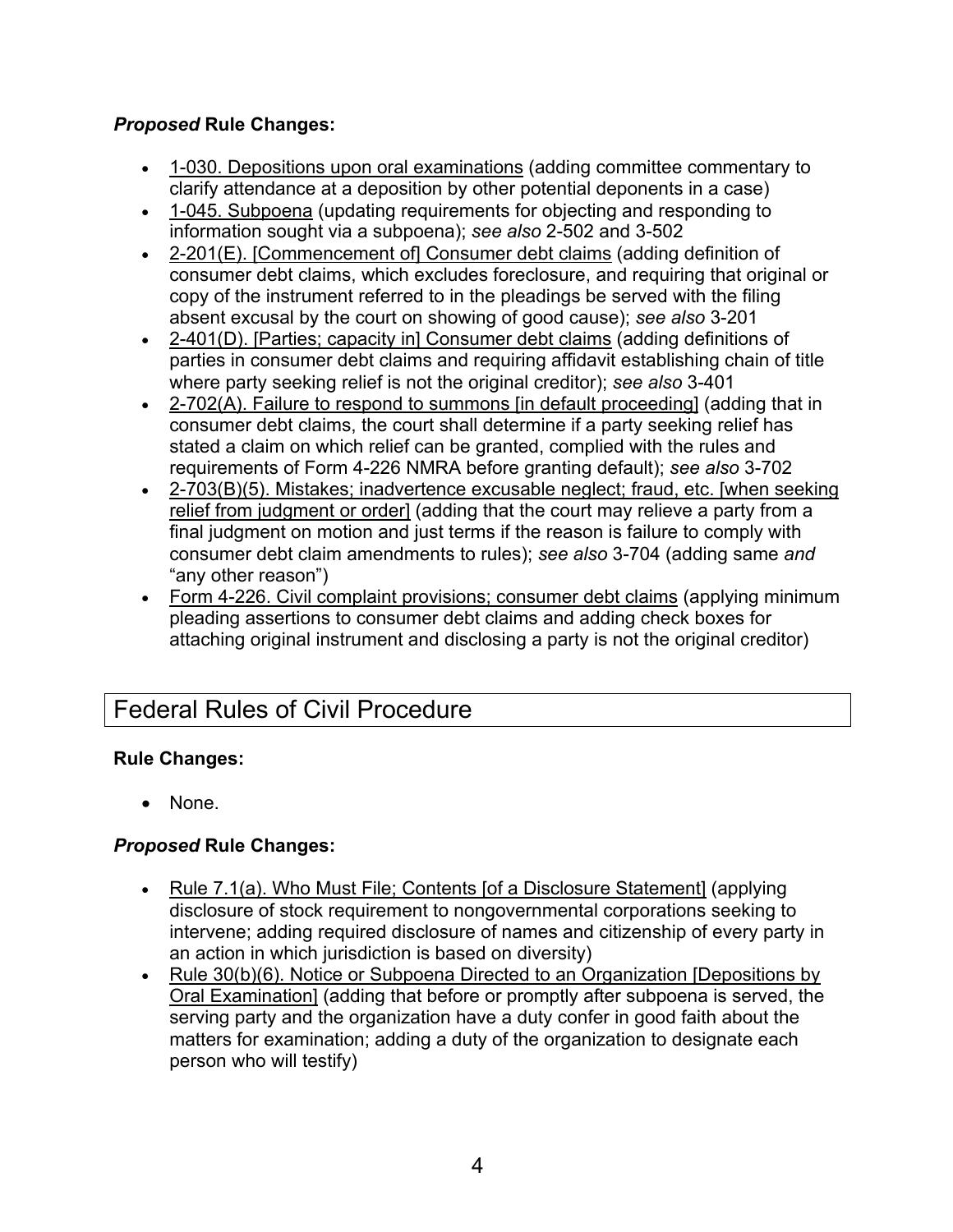***Proposed* Rule Changes:**

- 1-030. Depositions upon oral examinations (adding committee commentary to clarify attendance at a deposition by other potential deponents in a case)
- 1-045. Subpoena (updating requirements for objecting and responding to information sought via a subpoena); *see also* 2-502 and 3-502
- 2-201(E). [Commencement of] Consumer debt claims (adding definition of consumer debt claims, which excludes foreclosure, and requiring that original or copy of the instrument referred to in the pleadings be served with the filing absent excusal by the court on showing of good cause); *see also* 3-201
- 2-401(D). [Parties; capacity in] Consumer debt claims (adding definitions of parties in consumer debt claims and requiring affidavit establishing chain of title where party seeking relief is not the original creditor); *see also* 3-401
- 2-702(A). Failure to respond to summons [in default proceeding] (adding that in consumer debt claims, the court shall determine if a party seeking relief has stated a claim on which relief can be granted, complied with the rules and requirements of Form 4-226 NMRA before granting default); *see also* 3-702
- 2-703(B)(5). Mistakes; inadvertence excusable neglect; fraud, etc. [when seeking relief from judgment or order] (adding that the court may relieve a party from a final judgment on motion and just terms if the reason is failure to comply with consumer debt claim amendments to rules); *see also* 3-704 (adding same *and* "any other reason")
- Form 4-226. Civil complaint provisions; consumer debt claims (applying minimum pleading assertions to consumer debt claims and adding check boxes for attaching original instrument and disclosing a party is not the original creditor)

## Federal Rules of Civil Procedure

**Rule Changes:**

- None.

***Proposed* Rule Changes:**

- Rule 7.1(a). Who Must File; Contents [of a Disclosure Statement] (applying disclosure of stock requirement to nongovernmental corporations seeking to intervene; adding required disclosure of names and citizenship of every party in an action in which jurisdiction is based on diversity)
- Rule 30(b)(6). Notice or Subpoena Directed to an Organization [Depositions by Oral Examination] (adding that before or promptly after subpoena is served, the serving party and the organization have a duty confer in good faith about the matters for examination; adding a duty of the organization to designate each person who will testify)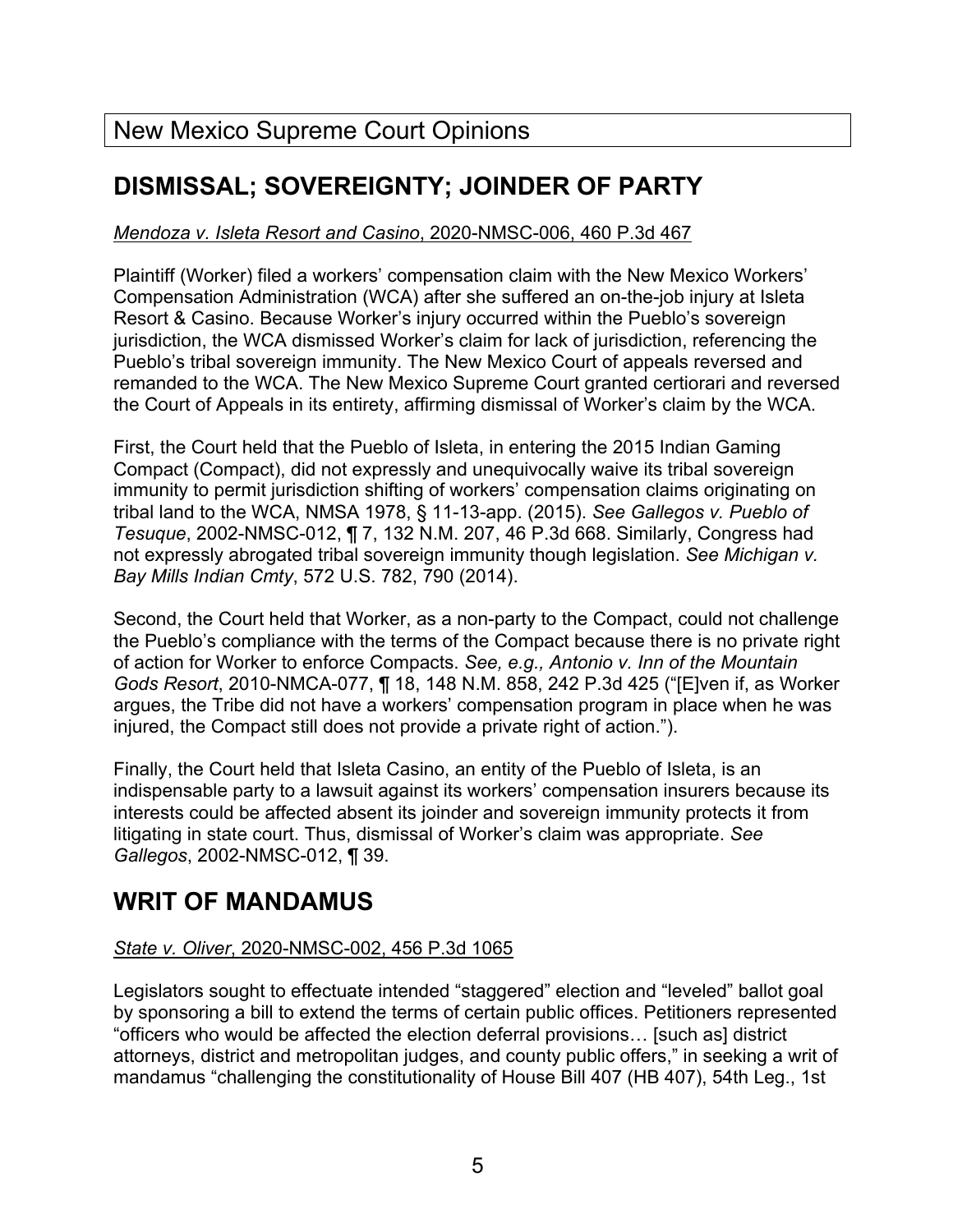# New Mexico Supreme Court Opinions

## DISMISSAL; SOVEREIGNTY; JOINDER OF PARTY

*Mendoza v. Isleta Resort and Casino*, 2020-NMSC-006, 460 P.3d 467

Plaintiff (Worker) filed a workers' compensation claim with the New Mexico Workers' Compensation Administration (WCA) after she suffered an on-the-job injury at Isleta Resort & Casino. Because Worker's injury occurred within the Pueblo's sovereign jurisdiction, the WCA dismissed Worker's claim for lack of jurisdiction, referencing the Pueblo's tribal sovereign immunity. The New Mexico Court of appeals reversed and remanded to the WCA. The New Mexico Supreme Court granted certiorari and reversed the Court of Appeals in its entirety, affirming dismissal of Worker's claim by the WCA.

First, the Court held that the Pueblo of Isleta, in entering the 2015 Indian Gaming Compact (Compact), did not expressly and unequivocally waive its tribal sovereign immunity to permit jurisdiction shifting of workers' compensation claims originating on tribal land to the WCA, NMSA 1978, § 11-13-app. (2015). *See Gallegos v. Pueblo of Tesuque*, 2002-NMSC-012, ¶ 7, 132 N.M. 207, 46 P.3d 668. Similarly, Congress had not expressly abrogated tribal sovereign immunity though legislation. *See Michigan v. Bay Mills Indian Cmty*, 572 U.S. 782, 790 (2014).

Second, the Court held that Worker, as a non-party to the Compact, could not challenge the Pueblo's compliance with the terms of the Compact because there is no private right of action for Worker to enforce Compacts. *See, e.g., Antonio v. Inn of the Mountain Gods Resort*, 2010-NMCA-077, ¶ 18, 148 N.M. 858, 242 P.3d 425 ("[E]ven if, as Worker argues, the Tribe did not have a workers' compensation program in place when he was injured, the Compact still does not provide a private right of action.").

Finally, the Court held that Isleta Casino, an entity of the Pueblo of Isleta, is an indispensable party to a lawsuit against its workers' compensation insurers because its interests could be affected absent its joinder and sovereign immunity protects it from litigating in state court. Thus, dismissal of Worker's claim was appropriate. *See Gallegos*, 2002-NMSC-012, ¶ 39.

## WRIT OF MANDAMUS

*State v. Oliver*, 2020-NMSC-002, 456 P.3d 1065

Legislators sought to effectuate intended "staggered" election and "leveled" ballot goal by sponsoring a bill to extend the terms of certain public offices. Petitioners represented "officers who would be affected the election deferral provisions… [such as] district attorneys, district and metropolitan judges, and county public offers," in seeking a writ of mandamus "challenging the constitutionality of House Bill 407 (HB 407), 54th Leg., 1st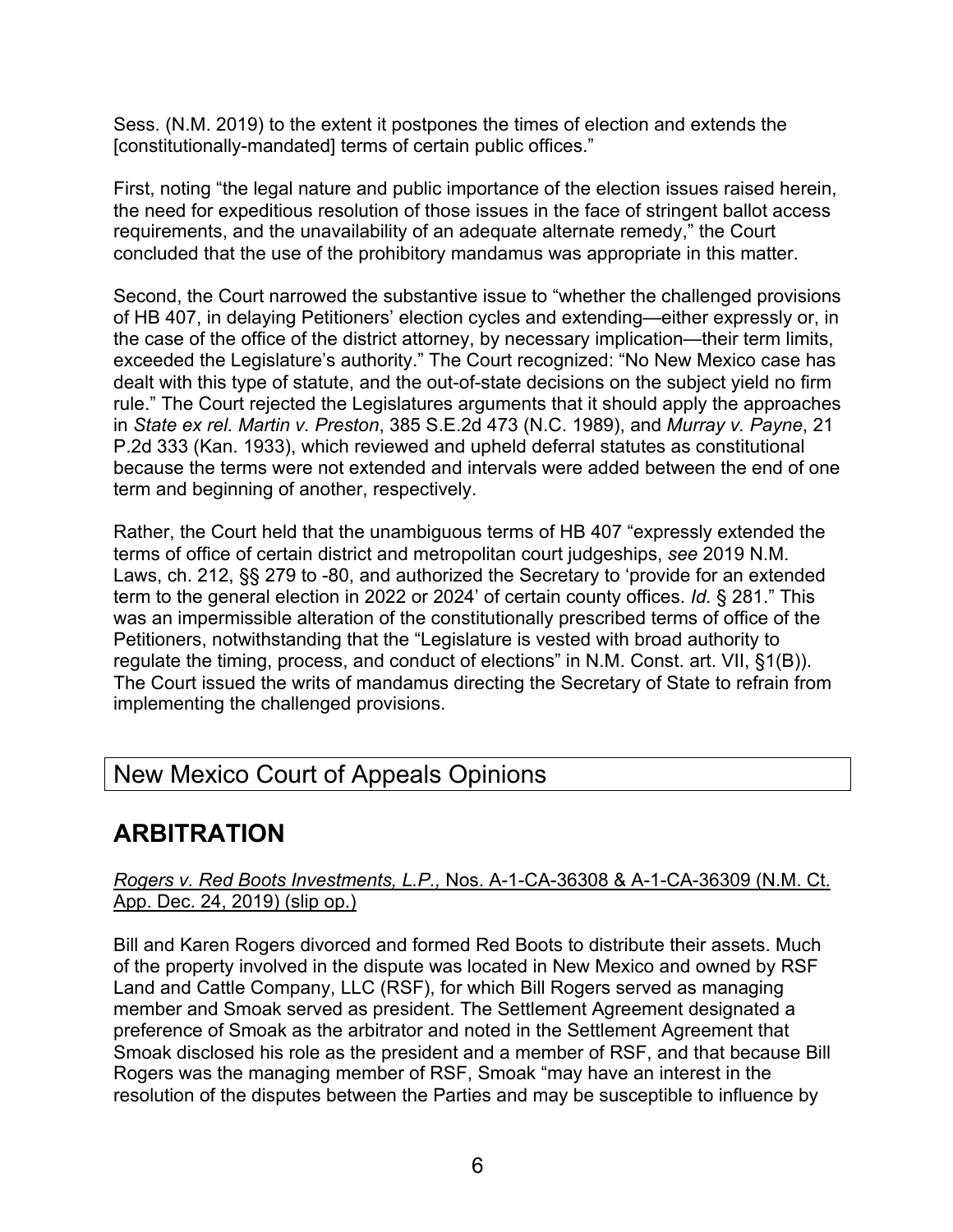Sess. (N.M. 2019) to the extent it postpones the times of election and extends the [constitutionally-mandated] terms of certain public offices."

First, noting "the legal nature and public importance of the election issues raised herein, the need for expeditious resolution of those issues in the face of stringent ballot access requirements, and the unavailability of an adequate alternate remedy," the Court concluded that the use of the prohibitory mandamus was appropriate in this matter.

Second, the Court narrowed the substantive issue to "whether the challenged provisions of HB 407, in delaying Petitioners' election cycles and extending—either expressly or, in the case of the office of the district attorney, by necessary implication—their term limits, exceeded the Legislature's authority." The Court recognized: "No New Mexico case has dealt with this type of statute, and the out-of-state decisions on the subject yield no firm rule." The Court rejected the Legislatures arguments that it should apply the approaches in *State ex rel. Martin v. Preston*, 385 S.E.2d 473 (N.C. 1989), and *Murray v. Payne*, 21 P.2d 333 (Kan. 1933), which reviewed and upheld deferral statutes as constitutional because the terms were not extended and intervals were added between the end of one term and beginning of another, respectively.

Rather, the Court held that the unambiguous terms of HB 407 "expressly extended the terms of office of certain district and metropolitan court judgeships, *see* 2019 N.M. Laws, ch. 212, §§ 279 to -80, and authorized the Secretary to 'provide for an extended term to the general election in 2022 or 2024' of certain county offices. *Id.* § 281." This was an impermissible alteration of the constitutionally prescribed terms of office of the Petitioners, notwithstanding that the "Legislature is vested with broad authority to regulate the timing, process, and conduct of elections" in N.M. Const. art. VII, §1(B)). The Court issued the writs of mandamus directing the Secretary of State to refrain from implementing the challenged provisions.

## New Mexico Court of Appeals Opinions

## ARBITRATION

*Rogers v. Red Boots Investments, L.P.,* Nos. A-1-CA-36308 & A-1-CA-36309 (N.M. Ct. App. Dec. 24, 2019) (slip op.)

Bill and Karen Rogers divorced and formed Red Boots to distribute their assets. Much of the property involved in the dispute was located in New Mexico and owned by RSF Land and Cattle Company, LLC (RSF), for which Bill Rogers served as managing member and Smoak served as president. The Settlement Agreement designated a preference of Smoak as the arbitrator and noted in the Settlement Agreement that Smoak disclosed his role as the president and a member of RSF, and that because Bill Rogers was the managing member of RSF, Smoak "may have an interest in the resolution of the disputes between the Parties and may be susceptible to influence by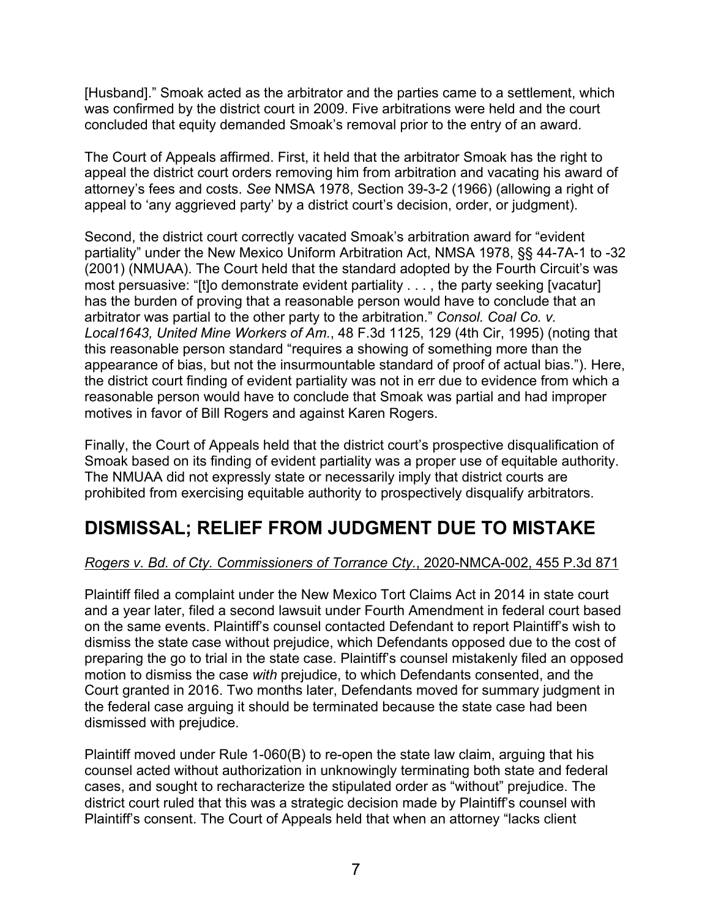[Husband].” Smoak acted as the arbitrator and the parties came to a settlement, which was confirmed by the district court in 2009. Five arbitrations were held and the court concluded that equity demanded Smoak’s removal prior to the entry of an award.

The Court of Appeals affirmed. First, it held that the arbitrator Smoak has the right to appeal the district court orders removing him from arbitration and vacating his award of attorney’s fees and costs. *See* NMSA 1978, Section 39-3-2 (1966) (allowing a right of appeal to ‘any aggrieved party’ by a district court’s decision, order, or judgment).

Second, the district court correctly vacated Smoak’s arbitration award for “evident partiality” under the New Mexico Uniform Arbitration Act, NMSA 1978, §§ 44-7A-1 to -32 (2001) (NMUAA). The Court held that the standard adopted by the Fourth Circuit’s was most persuasive: “[t]o demonstrate evident partiality . . . , the party seeking [vacatur] has the burden of proving that a reasonable person would have to conclude that an arbitrator was partial to the other party to the arbitration.” *Consol. Coal Co. v. Local1643, United Mine Workers of Am.*, 48 F.3d 1125, 129 (4th Cir, 1995) (noting that this reasonable person standard “requires a showing of something more than the appearance of bias, but not the insurmountable standard of proof of actual bias.”). Here, the district court finding of evident partiality was not in err due to evidence from which a reasonable person would have to conclude that Smoak was partial and had improper motives in favor of Bill Rogers and against Karen Rogers.

Finally, the Court of Appeals held that the district court’s prospective disqualification of Smoak based on its finding of evident partiality was a proper use of equitable authority. The NMUAA did not expressly state or necessarily imply that district courts are prohibited from exercising equitable authority to prospectively disqualify arbitrators.

## DISMISSAL; RELIEF FROM JUDGMENT DUE TO MISTAKE

*Rogers v. Bd. of Cty. Commissioners of Torrance Cty.*, 2020-NMCA-002, 455 P.3d 871

Plaintiff filed a complaint under the New Mexico Tort Claims Act in 2014 in state court and a year later, filed a second lawsuit under Fourth Amendment in federal court based on the same events. Plaintiff’s counsel contacted Defendant to report Plaintiff’s wish to dismiss the state case without prejudice, which Defendants opposed due to the cost of preparing the go to trial in the state case. Plaintiff’s counsel mistakenly filed an opposed motion to dismiss the case *with* prejudice, to which Defendants consented, and the Court granted in 2016. Two months later, Defendants moved for summary judgment in the federal case arguing it should be terminated because the state case had been dismissed with prejudice.

Plaintiff moved under Rule 1-060(B) to re-open the state law claim, arguing that his counsel acted without authorization in unknowingly terminating both state and federal cases, and sought to recharacterize the stipulated order as “without” prejudice. The district court ruled that this was a strategic decision made by Plaintiff’s counsel with Plaintiff’s consent. The Court of Appeals held that when an attorney “lacks client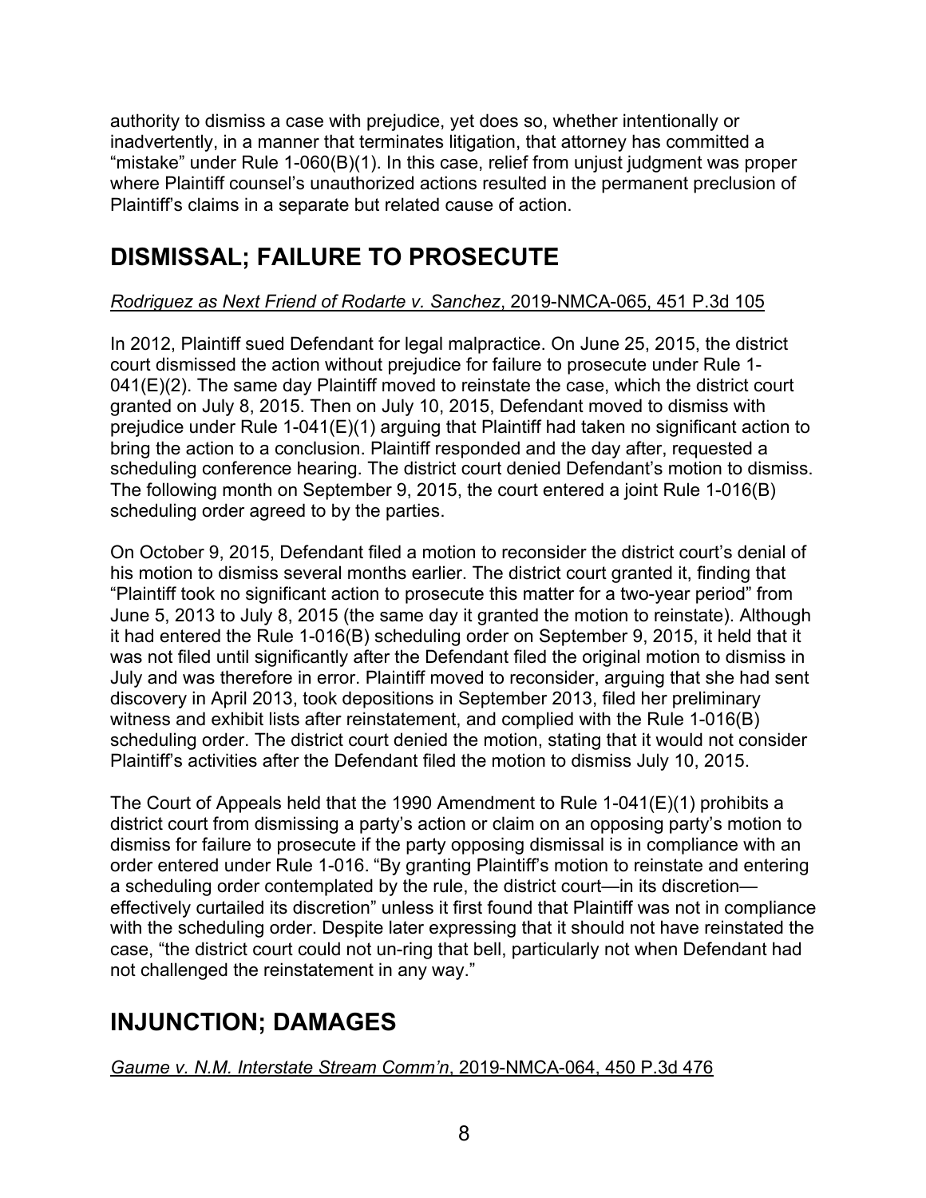authority to dismiss a case with prejudice, yet does so, whether intentionally or inadvertently, in a manner that terminates litigation, that attorney has committed a "mistake" under Rule 1-060(B)(1). In this case, relief from unjust judgment was proper where Plaintiff counsel's unauthorized actions resulted in the permanent preclusion of Plaintiff's claims in a separate but related cause of action.

## DISMISSAL; FAILURE TO PROSECUTE

*Rodriguez as Next Friend of Rodarte v. Sanchez*, 2019-NMCA-065, 451 P.3d 105

In 2012, Plaintiff sued Defendant for legal malpractice. On June 25, 2015, the district court dismissed the action without prejudice for failure to prosecute under Rule 1-041(E)(2). The same day Plaintiff moved to reinstate the case, which the district court granted on July 8, 2015. Then on July 10, 2015, Defendant moved to dismiss with prejudice under Rule 1-041(E)(1) arguing that Plaintiff had taken no significant action to bring the action to a conclusion. Plaintiff responded and the day after, requested a scheduling conference hearing. The district court denied Defendant's motion to dismiss. The following month on September 9, 2015, the court entered a joint Rule 1-016(B) scheduling order agreed to by the parties.

On October 9, 2015, Defendant filed a motion to reconsider the district court's denial of his motion to dismiss several months earlier. The district court granted it, finding that "Plaintiff took no significant action to prosecute this matter for a two-year period" from June 5, 2013 to July 8, 2015 (the same day it granted the motion to reinstate). Although it had entered the Rule 1-016(B) scheduling order on September 9, 2015, it held that it was not filed until significantly after the Defendant filed the original motion to dismiss in July and was therefore in error. Plaintiff moved to reconsider, arguing that she had sent discovery in April 2013, took depositions in September 2013, filed her preliminary witness and exhibit lists after reinstatement, and complied with the Rule 1-016(B) scheduling order. The district court denied the motion, stating that it would not consider Plaintiff's activities after the Defendant filed the motion to dismiss July 10, 2015.

The Court of Appeals held that the 1990 Amendment to Rule 1-041(E)(1) prohibits a district court from dismissing a party's action or claim on an opposing party's motion to dismiss for failure to prosecute if the party opposing dismissal is in compliance with an order entered under Rule 1-016. "By granting Plaintiff's motion to reinstate and entering a scheduling order contemplated by the rule, the district court—in its discretion—effectively curtailed its discretion" unless it first found that Plaintiff was not in compliance with the scheduling order. Despite later expressing that it should not have reinstated the case, "the district court could not un-ring that bell, particularly not when Defendant had not challenged the reinstatement in any way."

## INJUNCTION; DAMAGES

*Gaume v. N.M. Interstate Stream Comm'n*, 2019-NMCA-064, 450 P.3d 476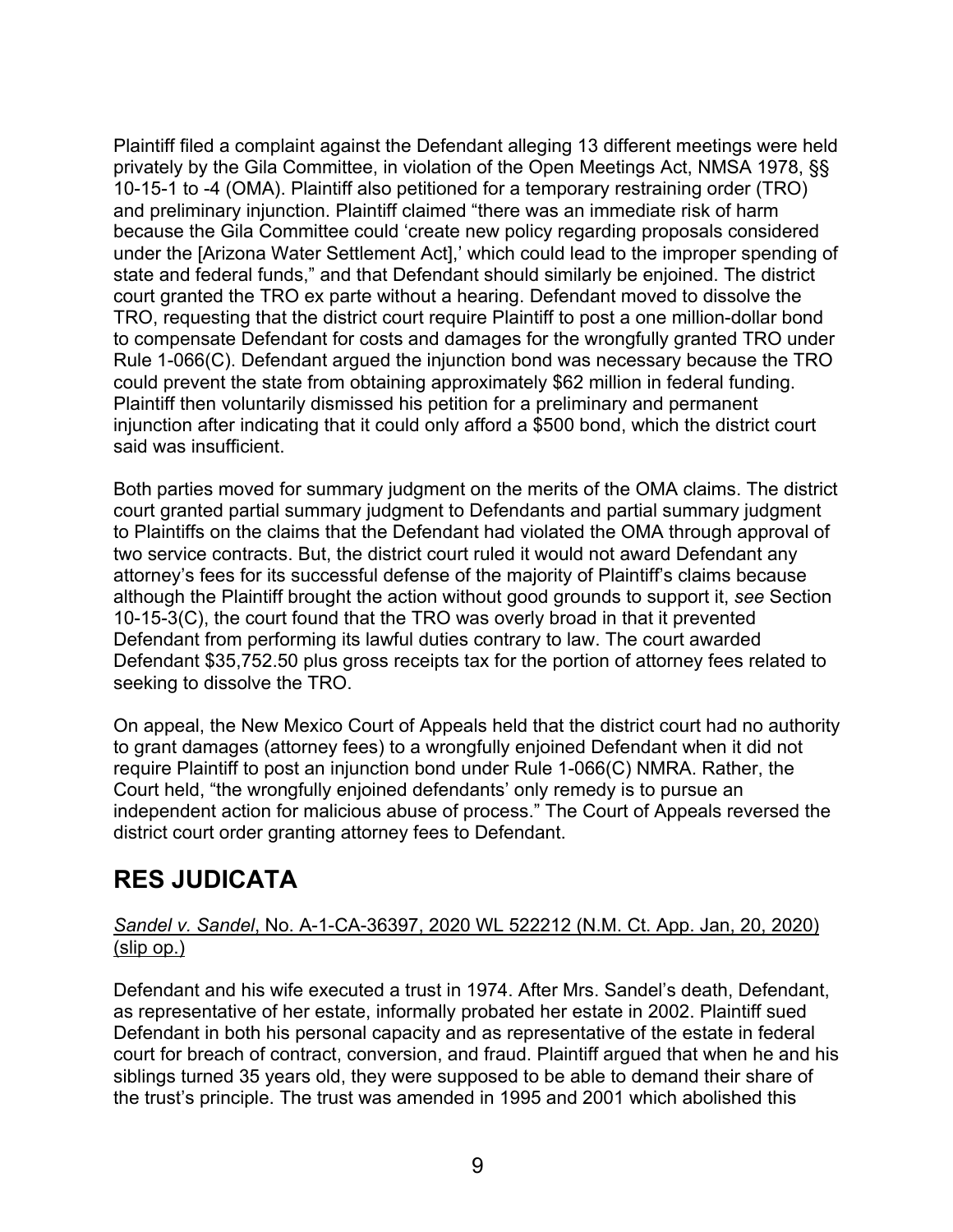Plaintiff filed a complaint against the Defendant alleging 13 different meetings were held privately by the Gila Committee, in violation of the Open Meetings Act, NMSA 1978, §§ 10-15-1 to -4 (OMA). Plaintiff also petitioned for a temporary restraining order (TRO) and preliminary injunction. Plaintiff claimed "there was an immediate risk of harm because the Gila Committee could 'create new policy regarding proposals considered under the [Arizona Water Settlement Act],' which could lead to the improper spending of state and federal funds," and that Defendant should similarly be enjoined. The district court granted the TRO ex parte without a hearing. Defendant moved to dissolve the TRO, requesting that the district court require Plaintiff to post a one million-dollar bond to compensate Defendant for costs and damages for the wrongfully granted TRO under Rule 1-066(C). Defendant argued the injunction bond was necessary because the TRO could prevent the state from obtaining approximately $62 million in federal funding. Plaintiff then voluntarily dismissed his petition for a preliminary and permanent injunction after indicating that it could only afford a $500 bond, which the district court said was insufficient.

Both parties moved for summary judgment on the merits of the OMA claims. The district court granted partial summary judgment to Defendants and partial summary judgment to Plaintiffs on the claims that the Defendant had violated the OMA through approval of two service contracts. But, the district court ruled it would not award Defendant any attorney's fees for its successful defense of the majority of Plaintiff's claims because although the Plaintiff brought the action without good grounds to support it, *see* Section 10-15-3(C), the court found that the TRO was overly broad in that it prevented Defendant from performing its lawful duties contrary to law. The court awarded Defendant $35,752.50 plus gross receipts tax for the portion of attorney fees related to seeking to dissolve the TRO.

On appeal, the New Mexico Court of Appeals held that the district court had no authority to grant damages (attorney fees) to a wrongfully enjoined Defendant when it did not require Plaintiff to post an injunction bond under Rule 1-066(C) NMRA. Rather, the Court held, "the wrongfully enjoined defendants' only remedy is to pursue an independent action for malicious abuse of process." The Court of Appeals reversed the district court order granting attorney fees to Defendant.

## RES JUDICATA

<u>*Sandel v. Sandel*, No. A-1-CA-36397, 2020 WL 522212 (N.M. Ct. App. Jan, 20, 2020) (slip op.)</u>

Defendant and his wife executed a trust in 1974. After Mrs. Sandel's death, Defendant, as representative of her estate, informally probated her estate in 2002. Plaintiff sued Defendant in both his personal capacity and as representative of the estate in federal court for breach of contract, conversion, and fraud. Plaintiff argued that when he and his siblings turned 35 years old, they were supposed to be able to demand their share of the trust's principle. The trust was amended in 1995 and 2001 which abolished this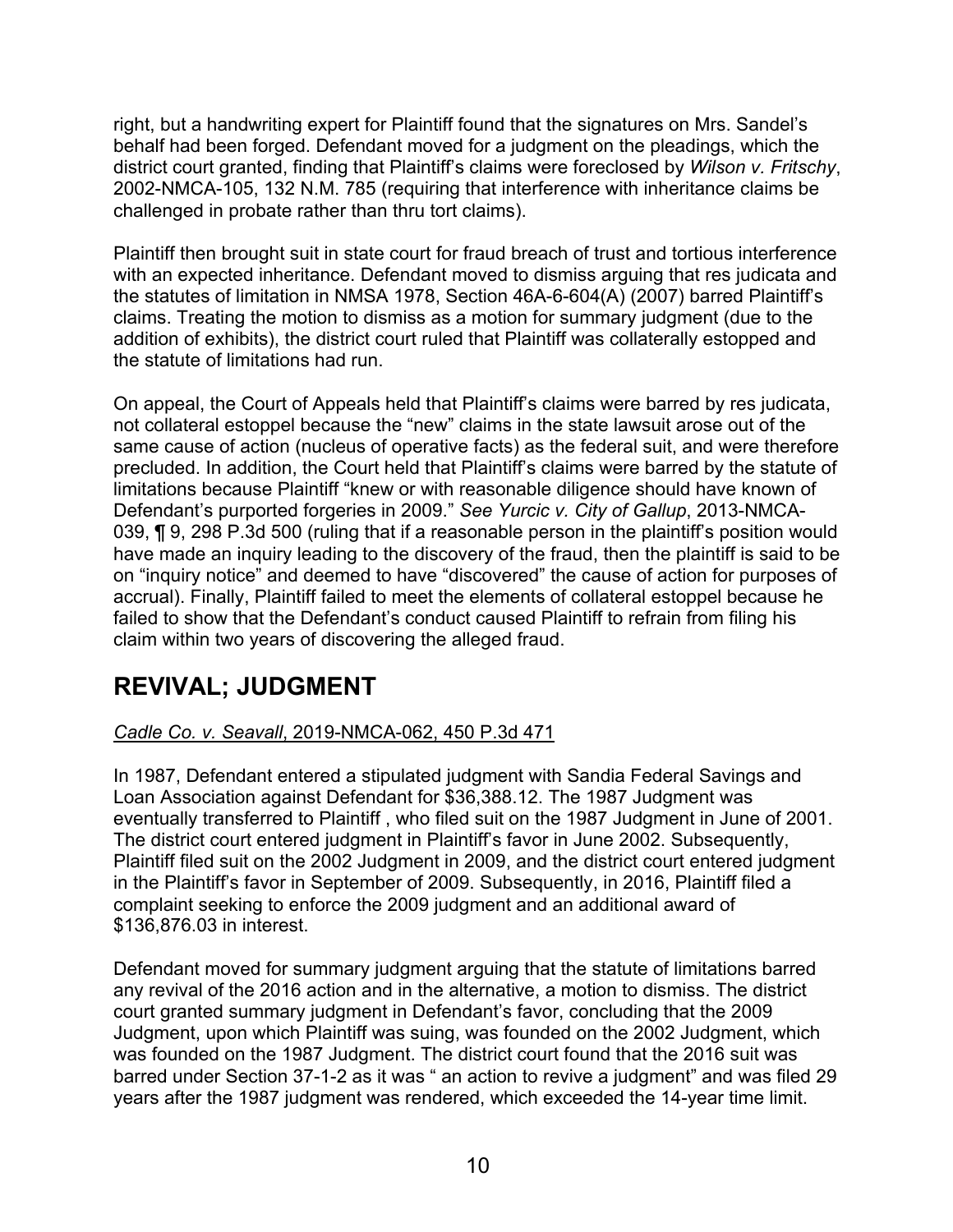right, but a handwriting expert for Plaintiff found that the signatures on Mrs. Sandel's behalf had been forged. Defendant moved for a judgment on the pleadings, which the district court granted, finding that Plaintiff's claims were foreclosed by *Wilson v. Fritschy*, 2002-NMCA-105, 132 N.M. 785 (requiring that interference with inheritance claims be challenged in probate rather than thru tort claims).

Plaintiff then brought suit in state court for fraud breach of trust and tortious interference with an expected inheritance. Defendant moved to dismiss arguing that res judicata and the statutes of limitation in NMSA 1978, Section 46A-6-604(A) (2007) barred Plaintiff's claims. Treating the motion to dismiss as a motion for summary judgment (due to the addition of exhibits), the district court ruled that Plaintiff was collaterally estopped and the statute of limitations had run.

On appeal, the Court of Appeals held that Plaintiff's claims were barred by res judicata, not collateral estoppel because the "new" claims in the state lawsuit arose out of the same cause of action (nucleus of operative facts) as the federal suit, and were therefore precluded. In addition, the Court held that Plaintiff's claims were barred by the statute of limitations because Plaintiff "knew or with reasonable diligence should have known of Defendant's purported forgeries in 2009." *See Yurcic v. City of Gallup*, 2013-NMCA-039, ¶ 9, 298 P.3d 500 (ruling that if a reasonable person in the plaintiff's position would have made an inquiry leading to the discovery of the fraud, then the plaintiff is said to be on "inquiry notice" and deemed to have "discovered" the cause of action for purposes of accrual). Finally, Plaintiff failed to meet the elements of collateral estoppel because he failed to show that the Defendant's conduct caused Plaintiff to refrain from filing his claim within two years of discovering the alleged fraud.

## REVIVAL; JUDGMENT

*Cadle Co. v. Seavall*, 2019-NMCA-062, 450 P.3d 471

In 1987, Defendant entered a stipulated judgment with Sandia Federal Savings and Loan Association against Defendant for $36,388.12. The 1987 Judgment was eventually transferred to Plaintiff , who filed suit on the 1987 Judgment in June of 2001. The district court entered judgment in Plaintiff's favor in June 2002. Subsequently, Plaintiff filed suit on the 2002 Judgment in 2009, and the district court entered judgment in the Plaintiff's favor in September of 2009. Subsequently, in 2016, Plaintiff filed a complaint seeking to enforce the 2009 judgment and an additional award of $136,876.03 in interest.

Defendant moved for summary judgment arguing that the statute of limitations barred any revival of the 2016 action and in the alternative, a motion to dismiss. The district court granted summary judgment in Defendant's favor, concluding that the 2009 Judgment, upon which Plaintiff was suing, was founded on the 2002 Judgment, which was founded on the 1987 Judgment. The district court found that the 2016 suit was barred under Section 37-1-2 as it was " an action to revive a judgment" and was filed 29 years after the 1987 judgment was rendered, which exceeded the 14-year time limit.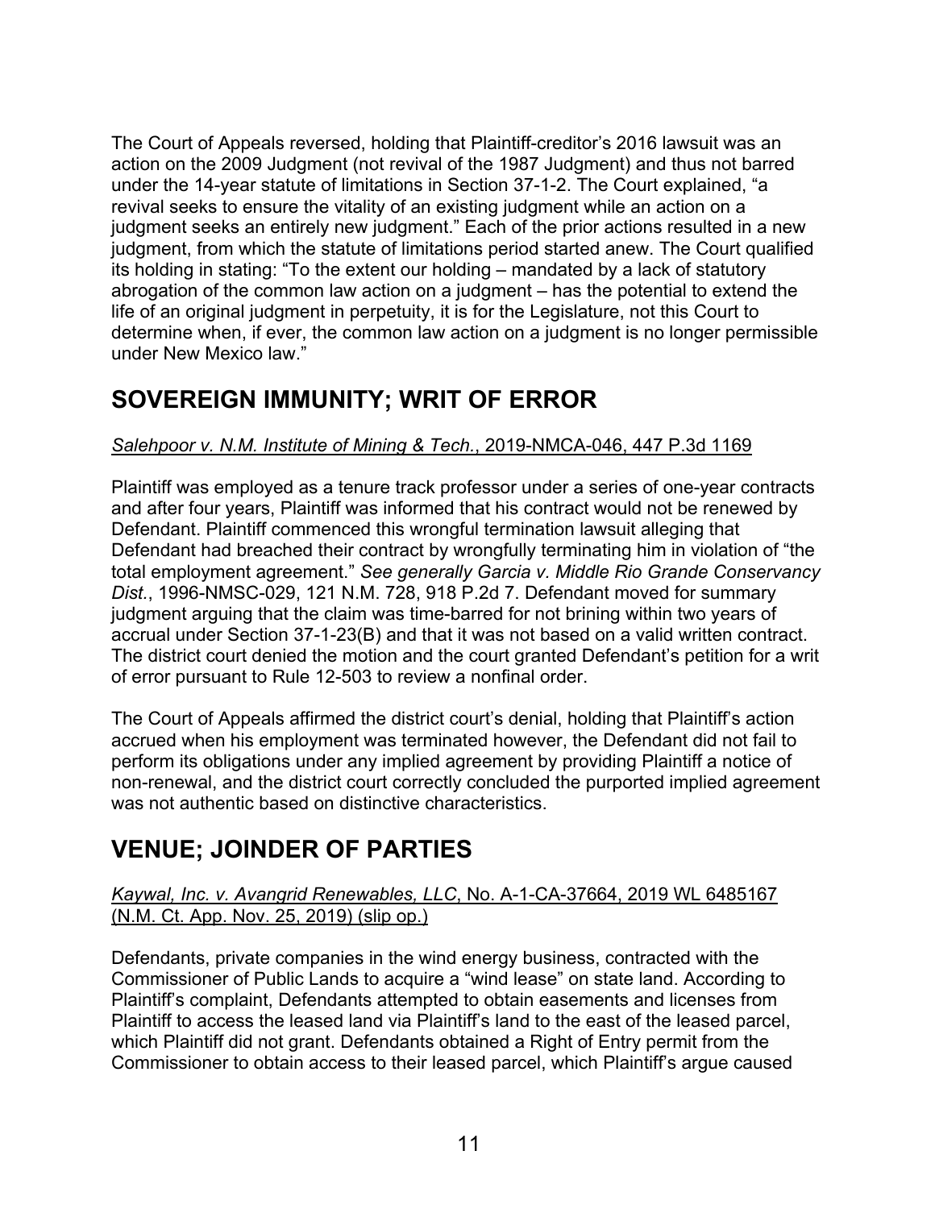The Court of Appeals reversed, holding that Plaintiff-creditor's 2016 lawsuit was an action on the 2009 Judgment (not revival of the 1987 Judgment) and thus not barred under the 14-year statute of limitations in Section 37-1-2. The Court explained, "a revival seeks to ensure the vitality of an existing judgment while an action on a judgment seeks an entirely new judgment." Each of the prior actions resulted in a new judgment, from which the statute of limitations period started anew. The Court qualified its holding in stating: "To the extent our holding – mandated by a lack of statutory abrogation of the common law action on a judgment – has the potential to extend the life of an original judgment in perpetuity, it is for the Legislature, not this Court to determine when, if ever, the common law action on a judgment is no longer permissible under New Mexico law."

## SOVEREIGN IMMUNITY; WRIT OF ERROR

*Salehpoor v. N.M. Institute of Mining & Tech.*, 2019-NMCA-046, 447 P.3d 1169

Plaintiff was employed as a tenure track professor under a series of one-year contracts and after four years, Plaintiff was informed that his contract would not be renewed by Defendant. Plaintiff commenced this wrongful termination lawsuit alleging that Defendant had breached their contract by wrongfully terminating him in violation of "the total employment agreement." *See generally Garcia v. Middle Rio Grande Conservancy Dist.*, 1996-NMSC-029, 121 N.M. 728, 918 P.2d 7. Defendant moved for summary judgment arguing that the claim was time-barred for not brining within two years of accrual under Section 37-1-23(B) and that it was not based on a valid written contract. The district court denied the motion and the court granted Defendant's petition for a writ of error pursuant to Rule 12-503 to review a nonfinal order.

The Court of Appeals affirmed the district court's denial, holding that Plaintiff's action accrued when his employment was terminated however, the Defendant did not fail to perform its obligations under any implied agreement by providing Plaintiff a notice of non-renewal, and the district court correctly concluded the purported implied agreement was not authentic based on distinctive characteristics.

## VENUE; JOINDER OF PARTIES

*Kaywal, Inc. v. Avangrid Renewables, LLC*, No. A-1-CA-37664, 2019 WL 6485167 (N.M. Ct. App. Nov. 25, 2019) (slip op.)

Defendants, private companies in the wind energy business, contracted with the Commissioner of Public Lands to acquire a "wind lease" on state land. According to Plaintiff's complaint, Defendants attempted to obtain easements and licenses from Plaintiff to access the leased land via Plaintiff's land to the east of the leased parcel, which Plaintiff did not grant. Defendants obtained a Right of Entry permit from the Commissioner to obtain access to their leased parcel, which Plaintiff's argue caused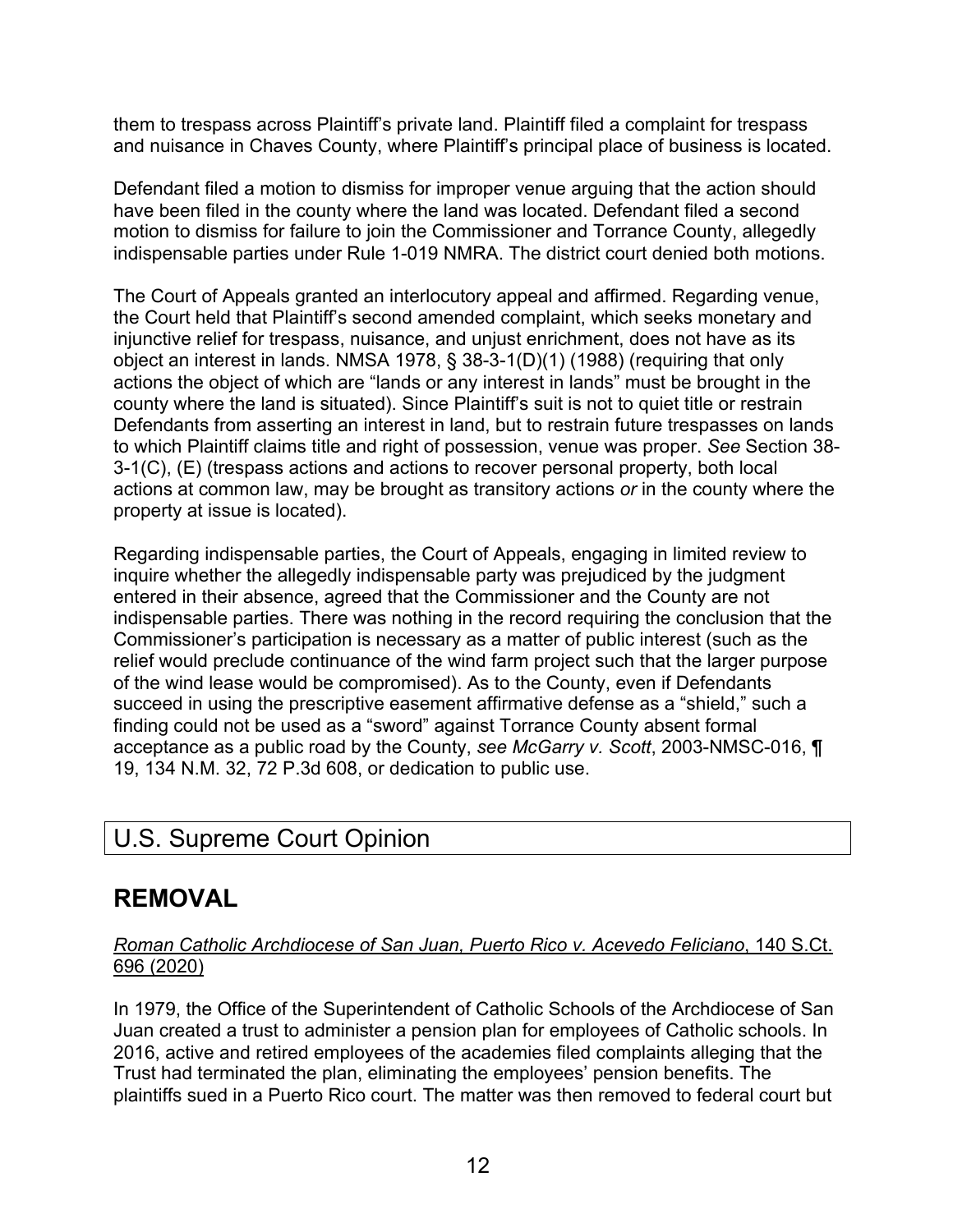them to trespass across Plaintiff's private land. Plaintiff filed a complaint for trespass and nuisance in Chaves County, where Plaintiff's principal place of business is located.

Defendant filed a motion to dismiss for improper venue arguing that the action should have been filed in the county where the land was located. Defendant filed a second motion to dismiss for failure to join the Commissioner and Torrance County, allegedly indispensable parties under Rule 1-019 NMRA. The district court denied both motions.

The Court of Appeals granted an interlocutory appeal and affirmed. Regarding venue, the Court held that Plaintiff's second amended complaint, which seeks monetary and injunctive relief for trespass, nuisance, and unjust enrichment, does not have as its object an interest in lands. NMSA 1978, § 38-3-1(D)(1) (1988) (requiring that only actions the object of which are "lands or any interest in lands" must be brought in the county where the land is situated). Since Plaintiff's suit is not to quiet title or restrain Defendants from asserting an interest in land, but to restrain future trespasses on lands to which Plaintiff claims title and right of possession, venue was proper. *See* Section 38-3-1(C), (E) (trespass actions and actions to recover personal property, both local actions at common law, may be brought as transitory actions *or* in the county where the property at issue is located).

Regarding indispensable parties, the Court of Appeals, engaging in limited review to inquire whether the allegedly indispensable party was prejudiced by the judgment entered in their absence, agreed that the Commissioner and the County are not indispensable parties. There was nothing in the record requiring the conclusion that the Commissioner's participation is necessary as a matter of public interest (such as the relief would preclude continuance of the wind farm project such that the larger purpose of the wind lease would be compromised). As to the County, even if Defendants succeed in using the prescriptive easement affirmative defense as a "shield," such a finding could not be used as a "sword" against Torrance County absent formal acceptance as a public road by the County, *see McGarry v. Scott*, 2003-NMSC-016, ¶ 19, 134 N.M. 32, 72 P.3d 608, or dedication to public use.

## U.S. Supreme Court Opinion

## REMOVAL

Roman Catholic Archdiocese of San Juan, Puerto Rico v. Acevedo Feliciano, 140 S.Ct. 696 (2020)

In 1979, the Office of the Superintendent of Catholic Schools of the Archdiocese of San Juan created a trust to administer a pension plan for employees of Catholic schools. In 2016, active and retired employees of the academies filed complaints alleging that the Trust had terminated the plan, eliminating the employees' pension benefits. The plaintiffs sued in a Puerto Rico court. The matter was then removed to federal court but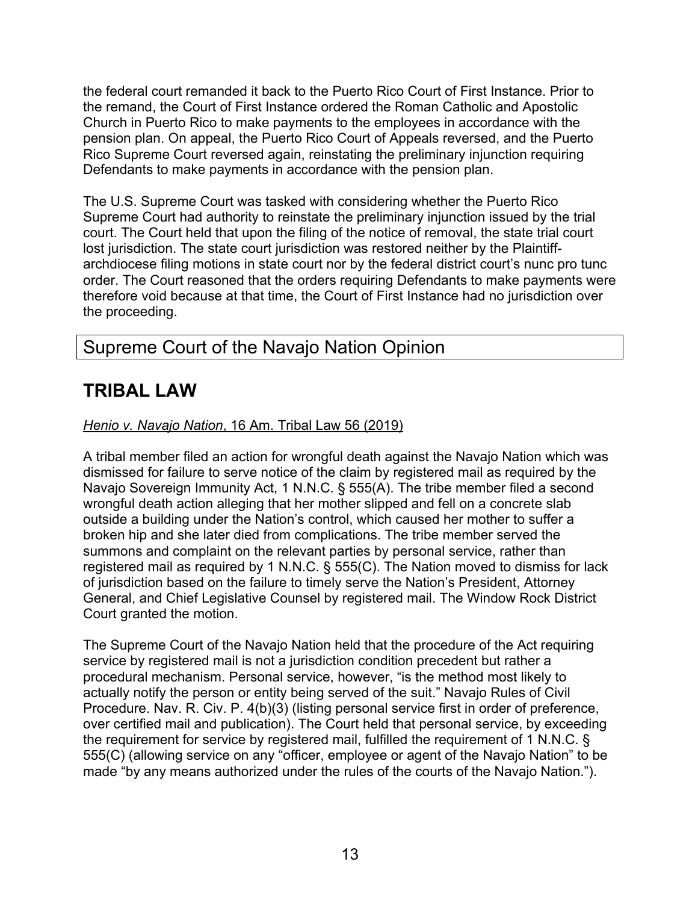the federal court remanded it back to the Puerto Rico Court of First Instance. Prior to the remand, the Court of First Instance ordered the Roman Catholic and Apostolic Church in Puerto Rico to make payments to the employees in accordance with the pension plan. On appeal, the Puerto Rico Court of Appeals reversed, and the Puerto Rico Supreme Court reversed again, reinstating the preliminary injunction requiring Defendants to make payments in accordance with the pension plan.

The U.S. Supreme Court was tasked with considering whether the Puerto Rico Supreme Court had authority to reinstate the preliminary injunction issued by the trial court. The Court held that upon the filing of the notice of removal, the state trial court lost jurisdiction. The state court jurisdiction was restored neither by the Plaintiff-archdiocese filing motions in state court nor by the federal district court's nunc pro tunc order. The Court reasoned that the orders requiring Defendants to make payments were therefore void because at that time, the Court of First Instance had no jurisdiction over the proceeding.

## Supreme Court of the Navajo Nation Opinion

## TRIBAL LAW

*Henio v. Navajo Nation*, 16 Am. Tribal Law 56 (2019)

A tribal member filed an action for wrongful death against the Navajo Nation which was dismissed for failure to serve notice of the claim by registered mail as required by the Navajo Sovereign Immunity Act, 1 N.N.C. § 555(A). The tribe member filed a second wrongful death action alleging that her mother slipped and fell on a concrete slab outside a building under the Nation's control, which caused her mother to suffer a broken hip and she later died from complications. The tribe member served the summons and complaint on the relevant parties by personal service, rather than registered mail as required by 1 N.N.C. § 555(C). The Nation moved to dismiss for lack of jurisdiction based on the failure to timely serve the Nation's President, Attorney General, and Chief Legislative Counsel by registered mail. The Window Rock District Court granted the motion.

The Supreme Court of the Navajo Nation held that the procedure of the Act requiring service by registered mail is not a jurisdiction condition precedent but rather a procedural mechanism. Personal service, however, "is the method most likely to actually notify the person or entity being served of the suit." Navajo Rules of Civil Procedure. Nav. R. Civ. P. 4(b)(3) (listing personal service first in order of preference, over certified mail and publication). The Court held that personal service, by exceeding the requirement for service by registered mail, fulfilled the requirement of 1 N.N.C. § 555(C) (allowing service on any "officer, employee or agent of the Navajo Nation" to be made "by any means authorized under the rules of the courts of the Navajo Nation.").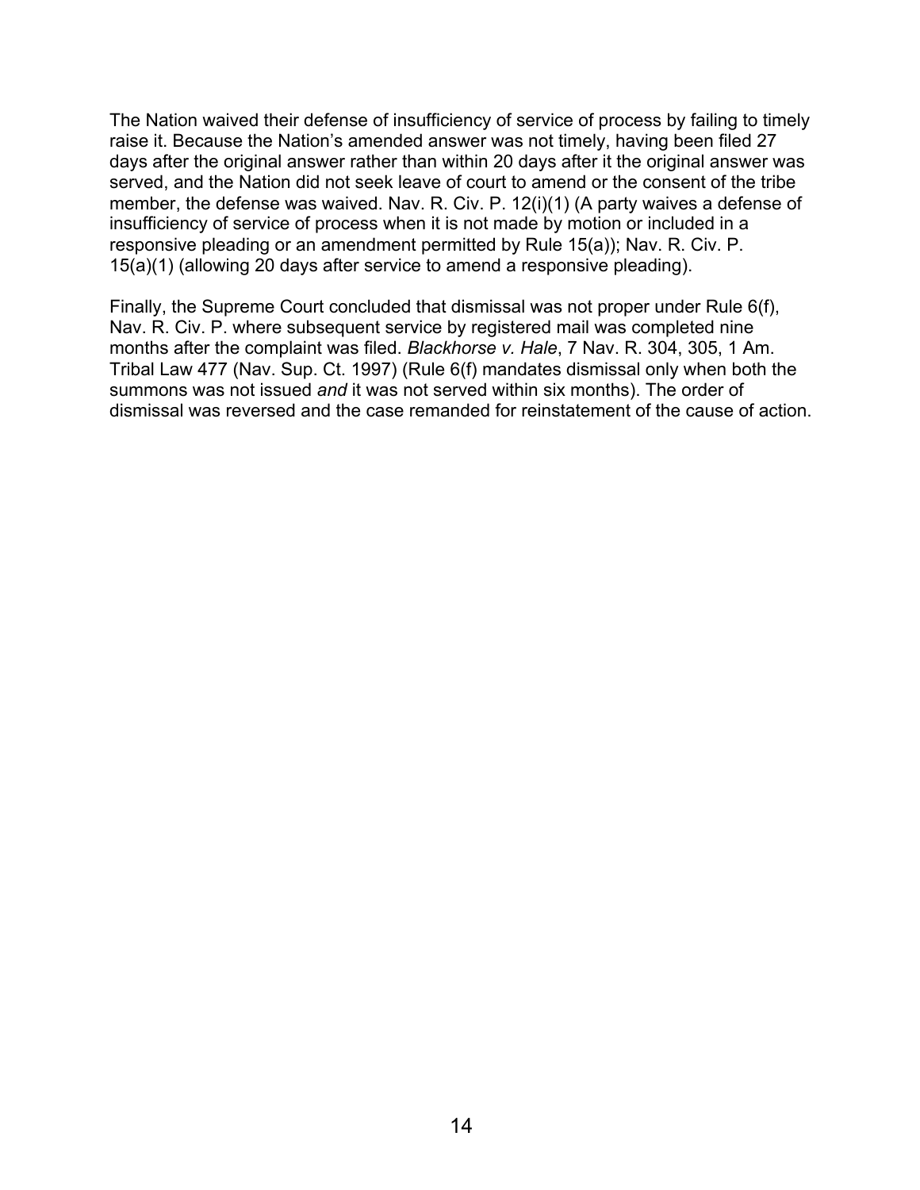The Nation waived their defense of insufficiency of service of process by failing to timely raise it. Because the Nation's amended answer was not timely, having been filed 27 days after the original answer rather than within 20 days after it the original answer was served, and the Nation did not seek leave of court to amend or the consent of the tribe member, the defense was waived. Nav. R. Civ. P. 12(i)(1) (A party waives a defense of insufficiency of service of process when it is not made by motion or included in a responsive pleading or an amendment permitted by Rule 15(a)); Nav. R. Civ. P. 15(a)(1) (allowing 20 days after service to amend a responsive pleading).

Finally, the Supreme Court concluded that dismissal was not proper under Rule 6(f), Nav. R. Civ. P. where subsequent service by registered mail was completed nine months after the complaint was filed. *Blackhorse v. Hale*, 7 Nav. R. 304, 305, 1 Am. Tribal Law 477 (Nav. Sup. Ct. 1997) (Rule 6(f) mandates dismissal only when both the summons was not issued *and* it was not served within six months). The order of dismissal was reversed and the case remanded for reinstatement of the cause of action.